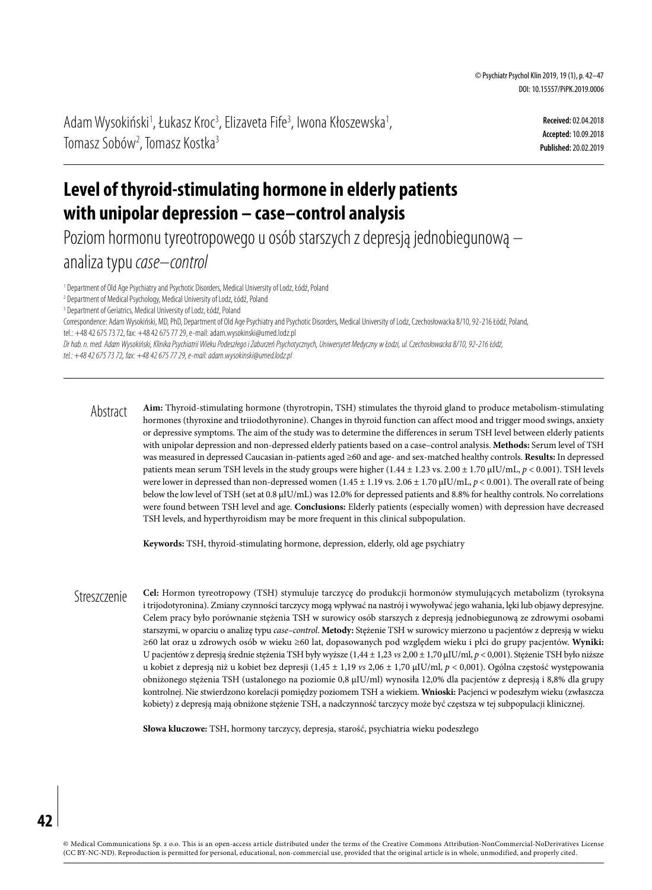Adam Wysokiński[1], Łukasz Kroc[3], Elizaveta Fife[3], Iwona Kłoszewska[1], Tomasz Sobów[2], Tomasz Kostka[3]

**Received:** 02.04.2018
**Accepted:** 10.09.2018
**Published:** 20.02.2019

# Level of thyroid-stimulating hormone in elderly patients with unipolar depression – case–control analysis

## Poziom hormonu tyreotropowego u osób starszych z depresją jednobiegunową – analiza typu *case–control*

[1] Department of Old Age Psychiatry and Psychotic Disorders, Medical University of Lodz, Łódź, Poland
[2] Department of Medical Psychology, Medical University of Lodz, Łódź, Poland
[3] Department of Geriatrics, Medical University of Lodz, Łódź, Poland

Correspondence: Adam Wysokiński, MD, PhD, Department of Old Age Psychiatry and Psychotic Disorders, Medical University of Lodz, Czechosłowacka 8/10, 92-216 Łódź, Poland, tel.: +48 42 675 73 72, fax: +48 42 675 77 29, e-mail: adam.wysokinski@umed.lodz.pl

*Dr hab. n. med. Adam Wysokiński, Klinika Psychiatrii Wieku Podeszłego i Zaburzeń Psychotycznych, Uniwersytet Medyczny w Łodzi, ul. Czechosłowacka 8/10, 92-216 Łódź, tel.: +48 42 675 73 72, fax: +48 42 675 77 29, e-mail: adam.wysokinski@umed.lodz.pl*

## Abstract

**Aim:** Thyroid-stimulating hormone (thyrotropin, TSH) stimulates the thyroid gland to produce metabolism-stimulating hormones (thyroxine and triiodothyronine). Changes in thyroid function can affect mood and trigger mood swings, anxiety or depressive symptoms. The aim of the study was to determine the differences in serum TSH level between elderly patients with unipolar depression and non-depressed elderly patients based on a case–control analysis. **Methods:** Serum level of TSH was measured in depressed Caucasian in-patients aged ≥60 and age- and sex-matched healthy controls. **Results:** In depressed patients mean serum TSH levels in the study groups were higher (1.44 ± 1.23 vs. 2.00 ± 1.70 μIU/mL, $p < 0.001$). TSH levels were lower in depressed than non-depressed women (1.45 ± 1.19 vs. 2.06 ± 1.70 μIU/mL, $p < 0.001$). The overall rate of being below the low level of TSH (set at 0.8 μIU/mL) was 12.0% for depressed patients and 8.8% for healthy controls. No correlations were found between TSH level and age. **Conclusions:** Elderly patients (especially women) with depression have decreased TSH levels, and hyperthyroidism may be more frequent in this clinical subpopulation.

**Keywords:** TSH, thyroid-stimulating hormone, depression, elderly, old age psychiatry

## Streszczenie

**Cel:** Hormon tyreotropowy (TSH) stymuluje tarczycę do produkcji hormonów stymulujących metabolizm (tyroksyna i trijodotyronina). Zmiany czynności tarczycy mogą wpływać na nastrój i wywoływać jego wahania, lęki lub objawy depresyjne. Celem pracy było porównanie stężenia TSH w surowicy osób starszych z depresją jednobiegunową ze zdrowymi osobami starszymi, w oparciu o analizę typu *case–control*. **Metody:** Stężenie TSH w surowicy mierzono u pacjentów z depresją w wieku ≥60 lat oraz u zdrowych osób w wieku ≥60 lat, dopasowanych pod względem wieku i płci do grupy pacjentów. **Wyniki:** U pacjentów z depresją średnie stężenia TSH były wyższe (1,44 ± 1,23 *vs* 2,00 ± 1,70 μIU/ml, $p < 0{,}001$). Stężenie TSH było niższe u kobiet z depresją niż u kobiet bez depresji (1,45 ± 1,19 *vs* 2,06 ± 1,70 μIU/ml, $p < 0{,}001$). Ogólna częstość występowania obniżonego stężenia TSH (ustalonego na poziomie 0,8 μIU/ml) wynosiła 12,0% dla pacjentów z depresją i 8,8% dla grupy kontrolnej. Nie stwierdzono korelacji pomiędzy poziomem TSH a wiekiem. **Wnioski:** Pacjenci w podeszłym wieku (zwłaszcza kobiety) z depresją mają obniżone stężenie TSH, a nadczynność tarczycy może być częstsza w tej subpopulacji klinicznej.

**Słowa kluczowe:** TSH, hormony tarczycy, depresja, starość, psychiatria wieku podeszłego

© Medical Communications Sp. z o.o. This is an open-access article distributed under the terms of the Creative Commons Attribution-NonCommercial-NoDerivatives License (CC BY-NC-ND). Reproduction is permitted for personal, educational, non-commercial use, provided that the original article is in whole, unmodified, and properly cited.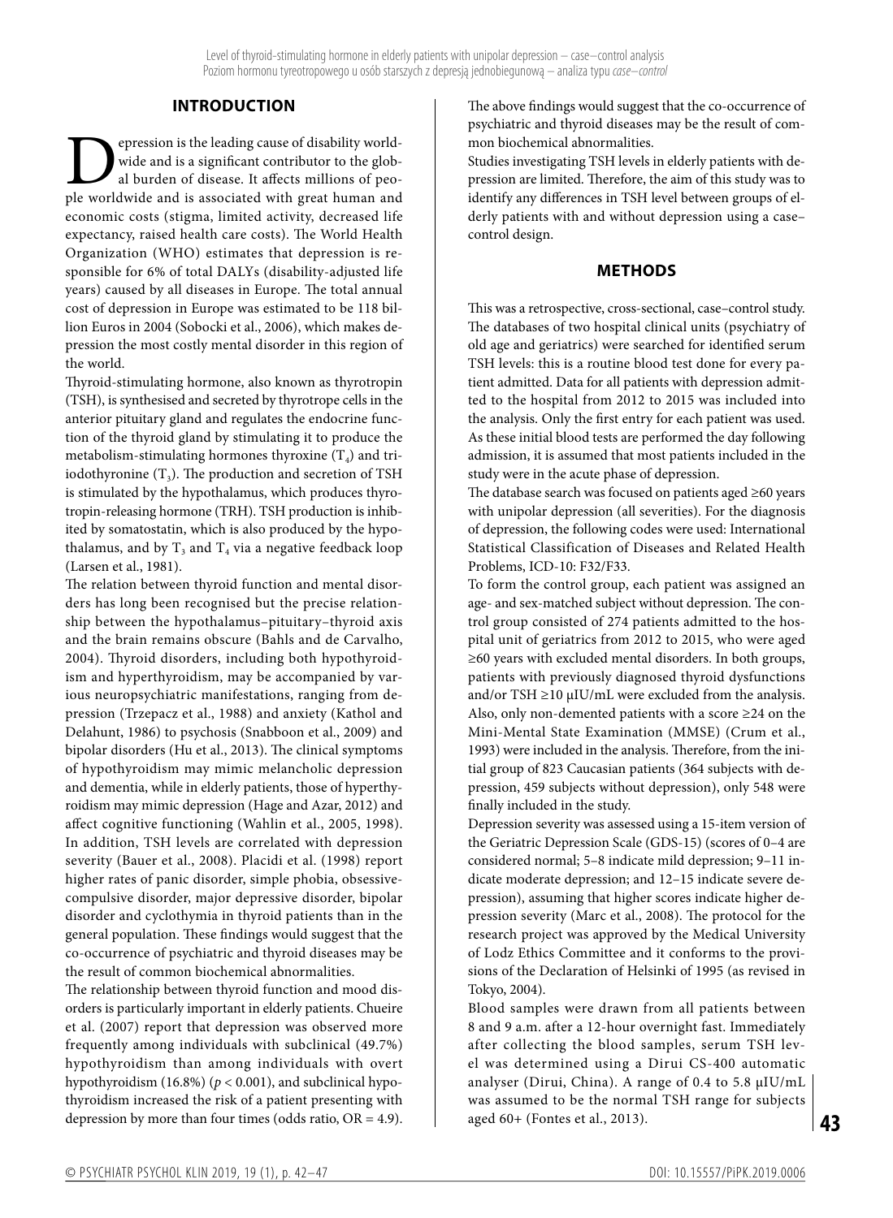## INTRODUCTION

Depression is the leading cause of disability worldwide and is a significant contributor to the global burden of disease. It affects millions of people worldwide and is associated with great human and economic costs (stigma, limited activity, decreased life expectancy, raised health care costs). The World Health Organization (WHO) estimates that depression is responsible for 6% of total DALYs (disability-adjusted life years) caused by all diseases in Europe. The total annual cost of depression in Europe was estimated to be 118 billion Euros in 2004 (Sobocki et al., 2006), which makes depression the most costly mental disorder in this region of the world.

Thyroid-stimulating hormone, also known as thyrotropin (TSH), is synthesised and secreted by thyrotrope cells in the anterior pituitary gland and regulates the endocrine function of the thyroid gland by stimulating it to produce the metabolism-stimulating hormones thyroxine ($T_4$) and triiodothyronine ($T_3$). The production and secretion of TSH is stimulated by the hypothalamus, which produces thyrotropin-releasing hormone (TRH). TSH production is inhibited by somatostatin, which is also produced by the hypothalamus, and by $T_3$ and $T_4$ via a negative feedback loop (Larsen et al., 1981).

The relation between thyroid function and mental disorders has long been recognised but the precise relationship between the hypothalamus–pituitary–thyroid axis and the brain remains obscure (Bahls and de Carvalho, 2004). Thyroid disorders, including both hypothyroidism and hyperthyroidism, may be accompanied by various neuropsychiatric manifestations, ranging from depression (Trzepacz et al., 1988) and anxiety (Kathol and Delahunt, 1986) to psychosis (Snabboon et al., 2009) and bipolar disorders (Hu et al., 2013). The clinical symptoms of hypothyroidism may mimic melancholic depression and dementia, while in elderly patients, those of hyperthyroidism may mimic depression (Hage and Azar, 2012) and affect cognitive functioning (Wahlin et al., 2005, 1998). In addition, TSH levels are correlated with depression severity (Bauer et al., 2008). Placidi et al. (1998) report higher rates of panic disorder, simple phobia, obsessive-compulsive disorder, major depressive disorder, bipolar disorder and cyclothymia in thyroid patients than in the general population. These findings would suggest that the co-occurrence of psychiatric and thyroid diseases may be the result of common biochemical abnormalities.

The relationship between thyroid function and mood disorders is particularly important in elderly patients. Chueire et al. (2007) report that depression was observed more frequently among individuals with subclinical (49.7%) hypothyroidism than among individuals with overt hypothyroidism (16.8%) ($p < 0.001$), and subclinical hypothyroidism increased the risk of a patient presenting with depression by more than four times (odds ratio, OR = 4.9). The above findings would suggest that the co-occurrence of psychiatric and thyroid diseases may be the result of common biochemical abnormalities.

Studies investigating TSH levels in elderly patients with depression are limited. Therefore, the aim of this study was to identify any differences in TSH level between groups of elderly patients with and without depression using a case–control design.

## METHODS

This was a retrospective, cross-sectional, case–control study. The databases of two hospital clinical units (psychiatry of old age and geriatrics) were searched for identified serum TSH levels: this is a routine blood test done for every patient admitted. Data for all patients with depression admitted to the hospital from 2012 to 2015 was included into the analysis. Only the first entry for each patient was used. As these initial blood tests are performed the day following admission, it is assumed that most patients included in the study were in the acute phase of depression.

The database search was focused on patients aged ≥60 years with unipolar depression (all severities). For the diagnosis of depression, the following codes were used: International Statistical Classification of Diseases and Related Health Problems, ICD-10: F32/F33.

To form the control group, each patient was assigned an age- and sex-matched subject without depression. The control group consisted of 274 patients admitted to the hospital unit of geriatrics from 2012 to 2015, who were aged ≥60 years with excluded mental disorders. In both groups, patients with previously diagnosed thyroid dysfunctions and/or TSH ≥10 μIU/mL were excluded from the analysis. Also, only non-demented patients with a score ≥24 on the Mini-Mental State Examination (MMSE) (Crum et al., 1993) were included in the analysis. Therefore, from the initial group of 823 Caucasian patients (364 subjects with depression, 459 subjects without depression), only 548 were finally included in the study.

Depression severity was assessed using a 15-item version of the Geriatric Depression Scale (GDS-15) (scores of 0–4 are considered normal; 5–8 indicate mild depression; 9–11 indicate moderate depression; and 12–15 indicate severe depression), assuming that higher scores indicate higher depression severity (Marc et al., 2008). The protocol for the research project was approved by the Medical University of Lodz Ethics Committee and it conforms to the provisions of the Declaration of Helsinki of 1995 (as revised in Tokyo, 2004).

Blood samples were drawn from all patients between 8 and 9 a.m. after a 12-hour overnight fast. Immediately after collecting the blood samples, serum TSH level was determined using a Dirui CS-400 automatic analyser (Dirui, China). A range of 0.4 to 5.8 μIU/mL was assumed to be the normal TSH range for subjects aged 60+ (Fontes et al., 2013).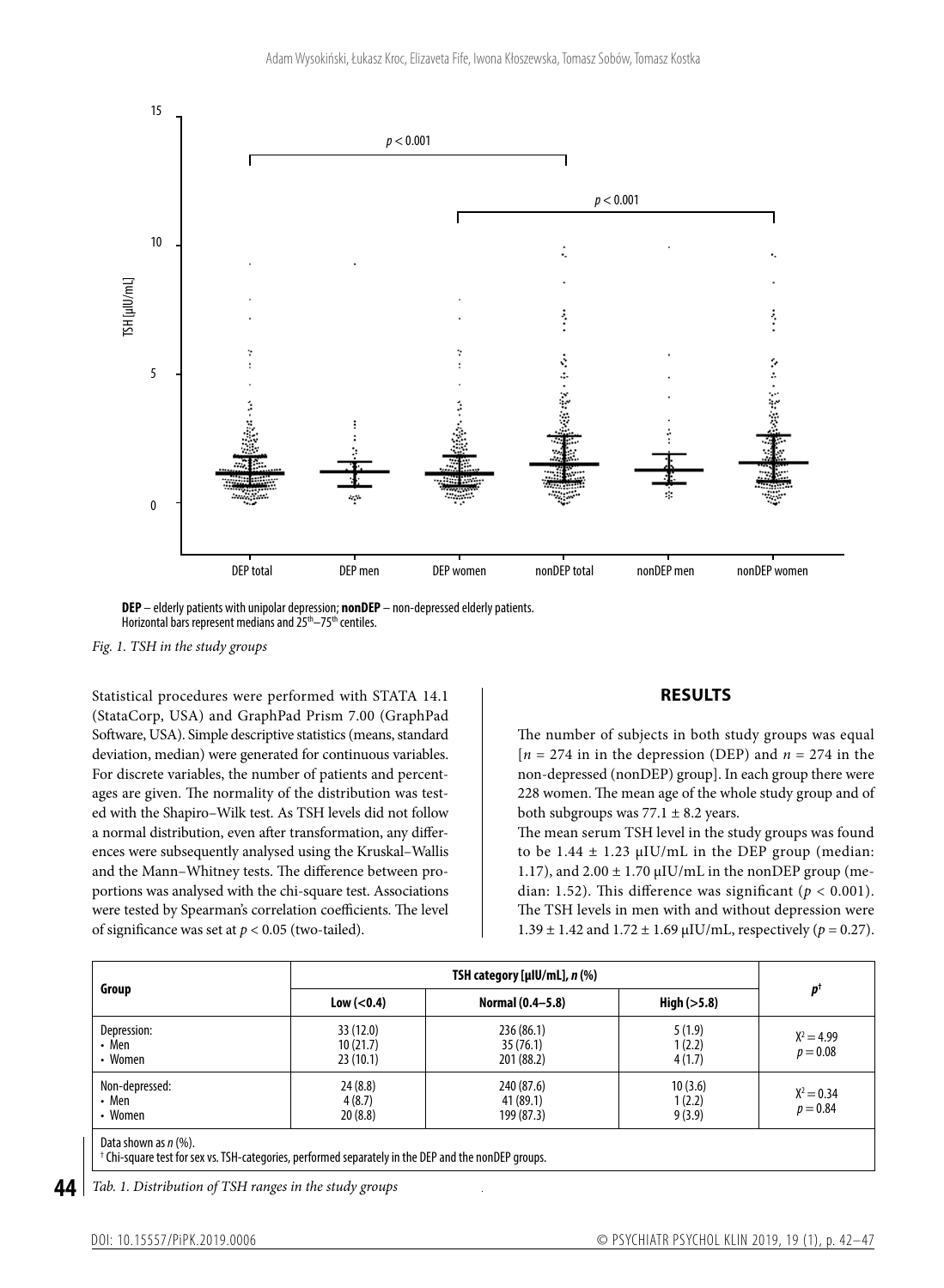**DEP** – elderly patients with unipolar depression; **nonDEP** – non-depressed elderly patients.
Horizontal bars represent medians and 25th–75th centiles.

*Fig. 1. TSH in the study groups*

Statistical procedures were performed with STATA 14.1 (StataCorp, USA) and GraphPad Prism 7.00 (GraphPad Software, USA). Simple descriptive statistics (means, standard deviation, median) were generated for continuous variables. For discrete variables, the number of patients and percentages are given. The normality of the distribution was tested with the Shapiro–Wilk test. As TSH levels did not follow a normal distribution, even after transformation, any differences were subsequently analysed using the Kruskal–Wallis and the Mann–Whitney tests. The difference between proportions was analysed with the chi-square test. Associations were tested by Spearman's correlation coefficients. The level of significance was set at $p < 0.05$ (two-tailed).

## RESULTS

The number of subjects in both study groups was equal [$n = 274$ in in the depression (DEP) and $n = 274$ in the non-depressed (nonDEP) group]. In each group there were 228 women. The mean age of the whole study group and of both subgroups was $77.1 \pm 8.2$ years.

The mean serum TSH level in the study groups was found to be $1.44 \pm 1.23$ µIU/mL in the DEP group (median: 1.17), and $2.00 \pm 1.70$ µIU/mL in the nonDEP group (median: 1.52). This difference was significant ($p < 0.001$). The TSH levels in men with and without depression were $1.39 \pm 1.42$ and $1.72 \pm 1.69$ µIU/mL, respectively ($p = 0.27$).

| Group | TSH category [µIU/mL], n (%) | | | $p^{\dagger}$ |
|---|---|---|---|---|
| | Low (<0.4) | Normal (0.4–5.8) | High (>5.8) | |
| Depression:<br>• Men<br>• Women | 33 (12.0)<br>10 (21.7)<br>23 (10.1) | 236 (86.1)<br>35 (76.1)<br>201 (88.2) | 5 (1.9)<br>1 (2.2)<br>4 (1.7) | $X^2 = 4.99$<br>$p = 0.08$ |
| Non-depressed:<br>• Men<br>• Women | 24 (8.8)<br>4 (8.7)<br>20 (8.8) | 240 (87.6)<br>41 (89.1)<br>199 (87.3) | 10 (3.6)<br>1 (2.2)<br>9 (3.9) | $X^2 = 0.34$<br>$p = 0.84$ |

Data shown as n (%).
† Chi-square test for sex vs. TSH-categories, performed separately in the DEP and the nonDEP groups.

*Tab. 1. Distribution of TSH ranges in the study groups*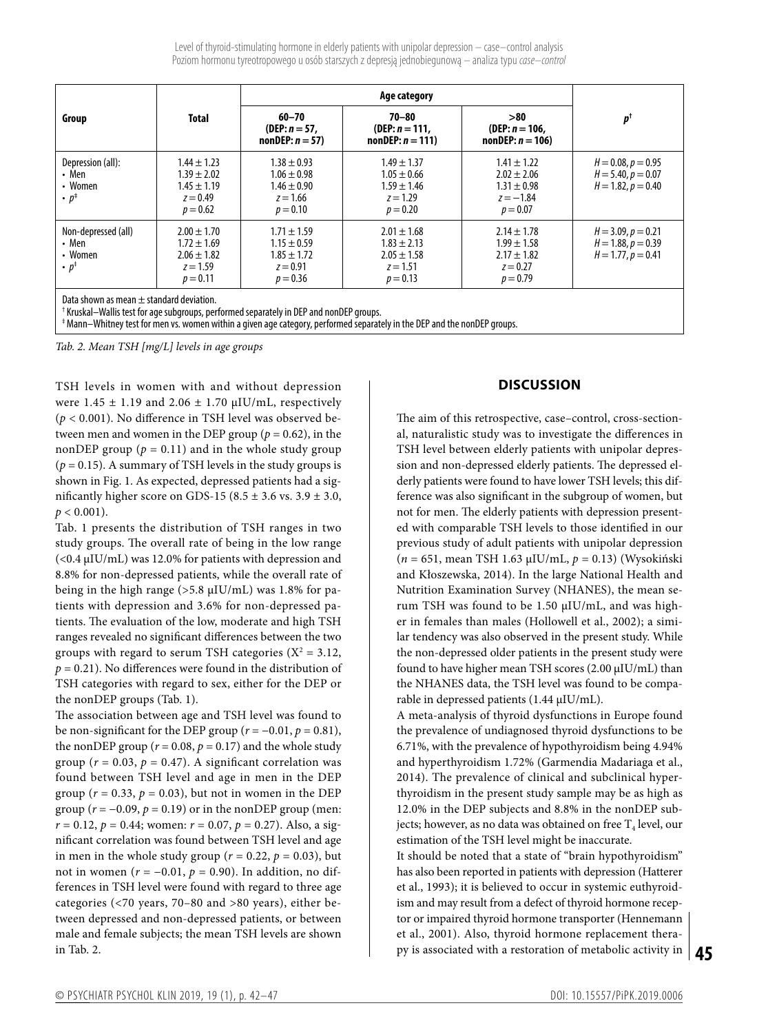| Group | Total | Age category | | | $p^{\dagger}$ |
|---|---|---|---|---|---|
| | | 60–70 (DEP: $n = 57$, nonDEP: $n = 57$) | 70–80 (DEP: $n = 111$, nonDEP: $n = 111$) | >80 (DEP: $n = 106$, nonDEP: $n = 106$) | |
| Depression (all): | $1.44 \pm 1.23$ | $1.38 \pm 0.93$ | $1.49 \pm 1.37$ | $1.41 \pm 1.22$ | $H = 0.08, p = 0.95$ |
| • Men | $1.39 \pm 2.02$ | $1.06 \pm 0.98$ | $1.05 \pm 0.66$ | $2.02 \pm 2.06$ | $H = 5.40, p = 0.07$ |
| • Women | $1.45 \pm 1.19$ | $1.46 \pm 0.90$ | $1.59 \pm 1.46$ | $1.31 \pm 0.98$ | $H = 1.82, p = 0.40$ |
| • $p^{\ddagger}$ | $z = 0.49$, $p = 0.62$ | $z = 1.66$, $p = 0.10$ | $z = 1.29$, $p = 0.20$ | $z = -1.84$, $p = 0.07$ | |
| Non-depressed (all) | $2.00 \pm 1.70$ | $1.71 \pm 1.59$ | $2.01 \pm 1.68$ | $2.14 \pm 1.78$ | $H = 3.09, p = 0.21$ |
| • Men | $1.72 \pm 1.69$ | $1.15 \pm 0.59$ | $1.83 \pm 2.13$ | $1.99 \pm 1.58$ | $H = 1.88, p = 0.39$ |
| • Women | $2.06 \pm 1.82$ | $1.85 \pm 1.72$ | $2.05 \pm 1.58$ | $2.17 \pm 1.82$ | $H = 1.77, p = 0.41$ |
| • $p^{\ddagger}$ | $z = 1.59$, $p = 0.11$ | $z = 0.91$, $p = 0.36$ | $z = 1.51$, $p = 0.13$ | $z = 0.27$, $p = 0.79$ | |

Data shown as mean ± standard deviation.
[†] Kruskal–Wallis test for age subgroups, performed separately in DEP and nonDEP groups.
[‡] Mann–Whitney test for men vs. women within a given age category, performed separately in the DEP and the nonDEP groups.

*Tab. 2. Mean TSH [mg/L] levels in age groups*

TSH levels in women with and without depression were $1.45 \pm 1.19$ and $2.06 \pm 1.70$ μIU/mL, respectively ($p < 0.001$). No difference in TSH level was observed between men and women in the DEP group ($p = 0.62$), in the nonDEP group ($p = 0.11$) and in the whole study group ($p = 0.15$). A summary of TSH levels in the study groups is shown in Fig. 1. As expected, depressed patients had a significantly higher score on GDS-15 ($8.5 \pm 3.6$ vs. $3.9 \pm 3.0$, $p < 0.001$).

Tab. 1 presents the distribution of TSH ranges in two study groups. The overall rate of being in the low range (<0.4 μIU/mL) was 12.0% for patients with depression and 8.8% for non-depressed patients, while the overall rate of being in the high range (>5.8 μIU/mL) was 1.8% for patients with depression and 3.6% for non-depressed patients. The evaluation of the low, moderate and high TSH ranges revealed no significant differences between the two groups with regard to serum TSH categories ($X^2 = 3.12$, $p = 0.21$). No differences were found in the distribution of TSH categories with regard to sex, either for the DEP or the nonDEP groups (Tab. 1).

The association between age and TSH level was found to be non-significant for the DEP group ($r = -0.01$, $p = 0.81$), the nonDEP group ($r = 0.08$, $p = 0.17$) and the whole study group ($r = 0.03$, $p = 0.47$). A significant correlation was found between TSH level and age in men in the DEP group ($r = 0.33$, $p = 0.03$), but not in women in the DEP group ($r = -0.09$, $p = 0.19$) or in the nonDEP group (men: $r = 0.12$, $p = 0.44$; women: $r = 0.07$, $p = 0.27$). Also, a significant correlation was found between TSH level and age in men in the whole study group ($r = 0.22$, $p = 0.03$), but not in women ($r = -0.01$, $p = 0.90$). In addition, no differences in TSH level were found with regard to three age categories (<70 years, 70–80 and >80 years), either between depressed and non-depressed patients, or between male and female subjects; the mean TSH levels are shown in Tab. 2.

## DISCUSSION

The aim of this retrospective, case–control, cross-sectional, naturalistic study was to investigate the differences in TSH level between elderly patients with unipolar depression and non-depressed elderly patients. The depressed elderly patients were found to have lower TSH levels; this difference was also significant in the subgroup of women, but not for men. The elderly patients with depression presented with comparable TSH levels to those identified in our previous study of adult patients with unipolar depression ($n = 651$, mean TSH 1.63 μIU/mL, $p = 0.13$) (Wysokiński and Kłoszewska, 2014). In the large National Health and Nutrition Examination Survey (NHANES), the mean serum TSH was found to be 1.50 μIU/mL, and was higher in females than males (Hollowell et al., 2002); a similar tendency was also observed in the present study. While the non-depressed older patients in the present study were found to have higher mean TSH scores (2.00 μIU/mL) than the NHANES data, the TSH level was found to be comparable in depressed patients (1.44 μIU/mL).

A meta-analysis of thyroid dysfunctions in Europe found the prevalence of undiagnosed thyroid dysfunctions to be 6.71%, with the prevalence of hypothyroidism being 4.94% and hyperthyroidism 1.72% (Garmendia Madariaga et al., 2014). The prevalence of clinical and subclinical hyperthyroidism in the present study sample may be as high as 12.0% in the DEP subjects and 8.8% in the nonDEP subjects; however, as no data was obtained on free $T_4$ level, our estimation of the TSH level might be inaccurate.

It should be noted that a state of "brain hypothyroidism" has also been reported in patients with depression (Hatterer et al., 1993); it is believed to occur in systemic euthyroidism and may result from a defect of thyroid hormone receptor or impaired thyroid hormone transporter (Hennemann et al., 2001). Also, thyroid hormone replacement therapy is associated with a restoration of metabolic activity in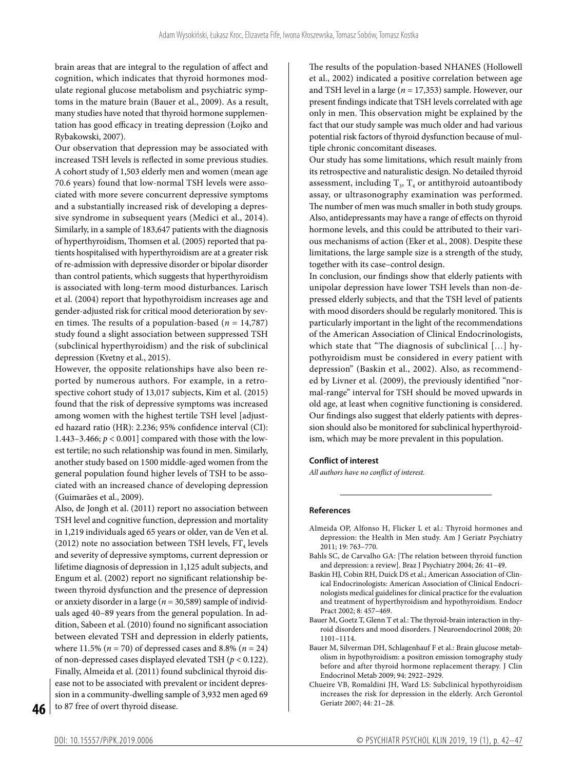brain areas that are integral to the regulation of affect and cognition, which indicates that thyroid hormones modulate regional glucose metabolism and psychiatric symptoms in the mature brain (Bauer et al., 2009). As a result, many studies have noted that thyroid hormone supplementation has good efficacy in treating depression (Łojko and Rybakowski, 2007).

Our observation that depression may be associated with increased TSH levels is reflected in some previous studies. A cohort study of 1,503 elderly men and women (mean age 70.6 years) found that low-normal TSH levels were associated with more severe concurrent depressive symptoms and a substantially increased risk of developing a depressive syndrome in subsequent years (Medici et al., 2014). Similarly, in a sample of 183,647 patients with the diagnosis of hyperthyroidism, Thomsen et al. (2005) reported that patients hospitalised with hyperthyroidism are at a greater risk of re-admission with depressive disorder or bipolar disorder than control patients, which suggests that hyperthyroidism is associated with long-term mood disturbances. Larisch et al. (2004) report that hypothyroidism increases age and gender-adjusted risk for critical mood deterioration by seven times. The results of a population-based ($n = 14{,}787$) study found a slight association between suppressed TSH (subclinical hyperthyroidism) and the risk of subclinical depression (Kvetny et al., 2015).

However, the opposite relationships have also been reported by numerous authors. For example, in a retrospective cohort study of 13,017 subjects, Kim et al. (2015) found that the risk of depressive symptoms was increased among women with the highest tertile TSH level [adjusted hazard ratio (HR): 2.236; 95% confidence interval (CI): 1.443–3.466; $p < 0.001$] compared with those with the lowest tertile; no such relationship was found in men. Similarly, another study based on 1500 middle-aged women from the general population found higher levels of TSH to be associated with an increased chance of developing depression (Guimarães et al., 2009).

Also, de Jongh et al. (2011) report no association between TSH level and cognitive function, depression and mortality in 1,219 individuals aged 65 years or older, van de Ven et al. (2012) note no association between TSH levels, $FT_4$ levels and severity of depressive symptoms, current depression or lifetime diagnosis of depression in 1,125 adult subjects, and Engum et al. (2002) report no significant relationship between thyroid dysfunction and the presence of depression or anxiety disorder in a large ($n = 30{,}589$) sample of individuals aged 40–89 years from the general population. In addition, Sabeen et al. (2010) found no significant association between elevated TSH and depression in elderly patients, where 11.5% ($n = 70$) of depressed cases and 8.8% ($n = 24$) of non-depressed cases displayed elevated TSH ($p < 0.122$). Finally, Almeida et al. (2011) found subclinical thyroid disease not to be associated with prevalent or incident depression in a community-dwelling sample of 3,932 men aged 69 to 87 free of overt thyroid disease.

The results of the population-based NHANES (Hollowell et al., 2002) indicated a positive correlation between age and TSH level in a large ($n = 17{,}353$) sample. However, our present findings indicate that TSH levels correlated with age only in men. This observation might be explained by the fact that our study sample was much older and had various potential risk factors of thyroid dysfunction because of multiple chronic concomitant diseases.

Our study has some limitations, which result mainly from its retrospective and naturalistic design. No detailed thyroid assessment, including $T_3$, $T_4$ or antithyroid autoantibody assay, or ultrasonography examination was performed. The number of men was much smaller in both study groups. Also, antidepressants may have a range of effects on thyroid hormone levels, and this could be attributed to their various mechanisms of action (Eker et al., 2008). Despite these limitations, the large sample size is a strength of the study, together with its case–control design.

In conclusion, our findings show that elderly patients with unipolar depression have lower TSH levels than non-depressed elderly subjects, and that the TSH level of patients with mood disorders should be regularly monitored. This is particularly important in the light of the recommendations of the American Association of Clinical Endocrinologists, which state that "The diagnosis of subclinical […] hypothyroidism must be considered in every patient with depression" (Baskin et al., 2002). Also, as recommended by Livner et al. (2009), the previously identified "normal-range" interval for TSH should be moved upwards in old age, at least when cognitive functioning is considered. Our findings also suggest that elderly patients with depression should also be monitored for subclinical hyperthyroidism, which may be more prevalent in this population.

### Conflict of interest

*All authors have no conflict of interest.*

### References

- Almeida OP, Alfonso H, Flicker L et al.: Thyroid hormones and depression: the Health in Men study. Am J Geriatr Psychiatry 2011; 19: 763–770.
- Bahls SC, de Carvalho GA: [The relation between thyroid function and depression: a review]. Braz J Psychiatry 2004; 26: 41–49.
- Baskin HJ, Cobin RH, Duick DS et al.; American Association of Clinical Endocrinologists: American Association of Clinical Endocrinologists medical guidelines for clinical practice for the evaluation and treatment of hyperthyroidism and hypothyroidism. Endocr Pract 2002; 8: 457–469.
- Bauer M, Goetz T, Glenn T et al.: The thyroid-brain interaction in thyroid disorders and mood disorders. J Neuroendocrinol 2008; 20: 1101–1114.
- Bauer M, Silverman DH, Schlagenhauf F et al.: Brain glucose metabolism in hypothyroidism: a positron emission tomography study before and after thyroid hormone replacement therapy. J Clin Endocrinol Metab 2009; 94: 2922–2929.
- Chueire VB, Romaldini JH, Ward LS: Subclinical hypothyroidism increases the risk for depression in the elderly. Arch Gerontol Geriatr 2007; 44: 21–28.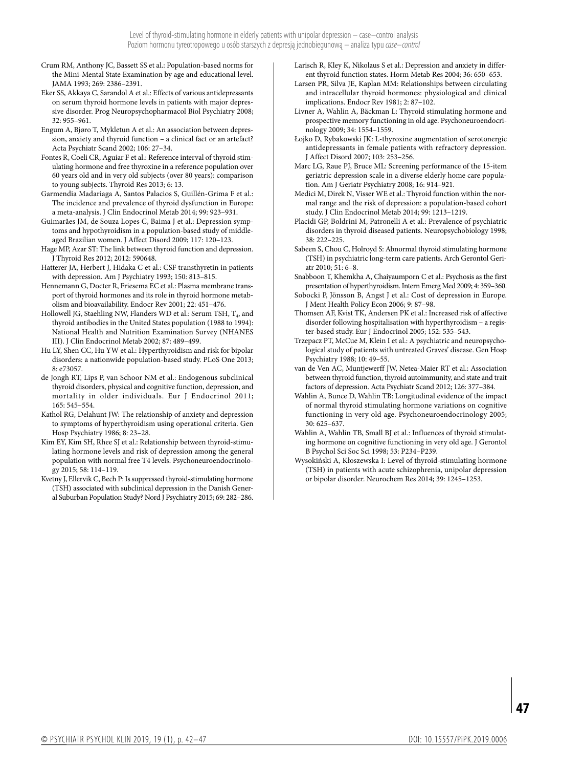Crum RM, Anthony JC, Bassett SS et al.: Population-based norms for the Mini-Mental State Examination by age and educational level. JAMA 1993; 269: 2386–2391.

Eker SS, Akkaya C, Sarandol A et al.: Effects of various antidepressants on serum thyroid hormone levels in patients with major depressive disorder. Prog Neuropsychopharmacol Biol Psychiatry 2008; 32: 955–961.

Engum A, Bjøro T, Mykletun A et al.: An association between depression, anxiety and thyroid function – a clinical fact or an artefact? Acta Psychiatr Scand 2002; 106: 27–34.

Fontes R, Coeli CR, Aguiar F et al.: Reference interval of thyroid stimulating hormone and free thyroxine in a reference population over 60 years old and in very old subjects (over 80 years): comparison to young subjects. Thyroid Res 2013; 6: 13.

Garmendia Madariaga A, Santos Palacios S, Guillén-Grima F et al.: The incidence and prevalence of thyroid dysfunction in Europe: a meta-analysis. J Clin Endocrinol Metab 2014; 99: 923–931.

Guimarães JM, de Souza Lopes C, Baima J et al.: Depression symptoms and hypothyroidism in a population-based study of middle-aged Brazilian women. J Affect Disord 2009; 117: 120–123.

Hage MP, Azar ST: The link between thyroid function and depression. J Thyroid Res 2012; 2012: 590648.

Hatterer JA, Herbert J, Hidaka C et al.: CSF transthyretin in patients with depression. Am J Psychiatry 1993; 150: 813–815.

Hennemann G, Docter R, Friesema EC et al.: Plasma membrane transport of thyroid hormones and its role in thyroid hormone metabolism and bioavailability. Endocr Rev 2001; 22: 451–476.

Hollowell JG, Staehling NW, Flanders WD et al.: Serum TSH, $T_4$, and thyroid antibodies in the United States population (1988 to 1994): National Health and Nutrition Examination Survey (NHANES III). J Clin Endocrinol Metab 2002; 87: 489–499.

Hu LY, Shen CC, Hu YW et al.: Hyperthyroidism and risk for bipolar disorders: a nationwide population-based study. PLoS One 2013; 8: e73057.

de Jongh RT, Lips P, van Schoor NM et al.: Endogenous subclinical thyroid disorders, physical and cognitive function, depression, and mortality in older individuals. Eur J Endocrinol 2011; 165: 545–554.

Kathol RG, Delahunt JW: The relationship of anxiety and depression to symptoms of hyperthyroidism using operational criteria. Gen Hosp Psychiatry 1986; 8: 23–28.

Kim EY, Kim SH, Rhee SJ et al.: Relationship between thyroid-stimulating hormone levels and risk of depression among the general population with normal free T4 levels. Psychoneuroendocrinology 2015; 58: 114–119.

Kvetny J, Ellervik C, Bech P: Is suppressed thyroid-stimulating hormone (TSH) associated with subclinical depression in the Danish General Suburban Population Study? Nord J Psychiatry 2015; 69: 282–286.

Larisch R, Kley K, Nikolaus S et al.: Depression and anxiety in different thyroid function states. Horm Metab Res 2004; 36: 650–653.

Larsen PR, Silva JE, Kaplan MM: Relationships between circulating and intracellular thyroid hormones: physiological and clinical implications. Endocr Rev 1981; 2: 87–102.

Livner A, Wahlin A, Bäckman L: Thyroid stimulating hormone and prospective memory functioning in old age. Psychoneuroendocrinology 2009; 34: 1554–1559.

Łojko D, Rybakowski JK: L-thyroxine augmentation of serotonergic antidepressants in female patients with refractory depression. J Affect Disord 2007; 103: 253–256.

Marc LG, Raue PJ, Bruce ML: Screening performance of the 15-item geriatric depression scale in a diverse elderly home care population. Am J Geriatr Psychiatry 2008; 16: 914–921.

Medici M, Direk N, Visser WE et al.: Thyroid function within the normal range and the risk of depression: a population-based cohort study. J Clin Endocrinol Metab 2014; 99: 1213–1219.

Placidi GP, Boldrini M, Patronelli A et al.: Prevalence of psychiatric disorders in thyroid diseased patients. Neuropsychobiology 1998; 38: 222–225.

Sabeen S, Chou C, Holroyd S: Abnormal thyroid stimulating hormone (TSH) in psychiatric long-term care patients. Arch Gerontol Geriatr 2010; 51: 6–8.

Snabboon T, Khemkha A, Chaiyaumporn C et al.: Psychosis as the first presentation of hyperthyroidism. Intern Emerg Med 2009; 4: 359–360.

Sobocki P, Jönsson B, Angst J et al.: Cost of depression in Europe. J Ment Health Policy Econ 2006; 9: 87–98.

Thomsen AF, Kvist TK, Andersen PK et al.: Increased risk of affective disorder following hospitalisation with hyperthyroidism – a register-based study. Eur J Endocrinol 2005; 152: 535–543.

Trzepacz PT, McCue M, Klein I et al.: A psychiatric and neuropsychological study of patients with untreated Graves' disease. Gen Hosp Psychiatry 1988; 10: 49–55.

van de Ven AC, Muntjewerff JW, Netea-Maier RT et al.: Association between thyroid function, thyroid autoimmunity, and state and trait factors of depression. Acta Psychiatr Scand 2012; 126: 377–384.

Wahlin A, Bunce D, Wahlin TB: Longitudinal evidence of the impact of normal thyroid stimulating hormone variations on cognitive functioning in very old age. Psychoneuroendocrinology 2005; 30: 625–637.

Wahlin A, Wahlin TB, Small BJ et al.: Influences of thyroid stimulating hormone on cognitive functioning in very old age. J Gerontol B Psychol Sci Soc Sci 1998; 53: P234–P239.

Wysokiński A, Kłoszewska I: Level of thyroid-stimulating hormone (TSH) in patients with acute schizophrenia, unipolar depression or bipolar disorder. Neurochem Res 2014; 39: 1245–1253.